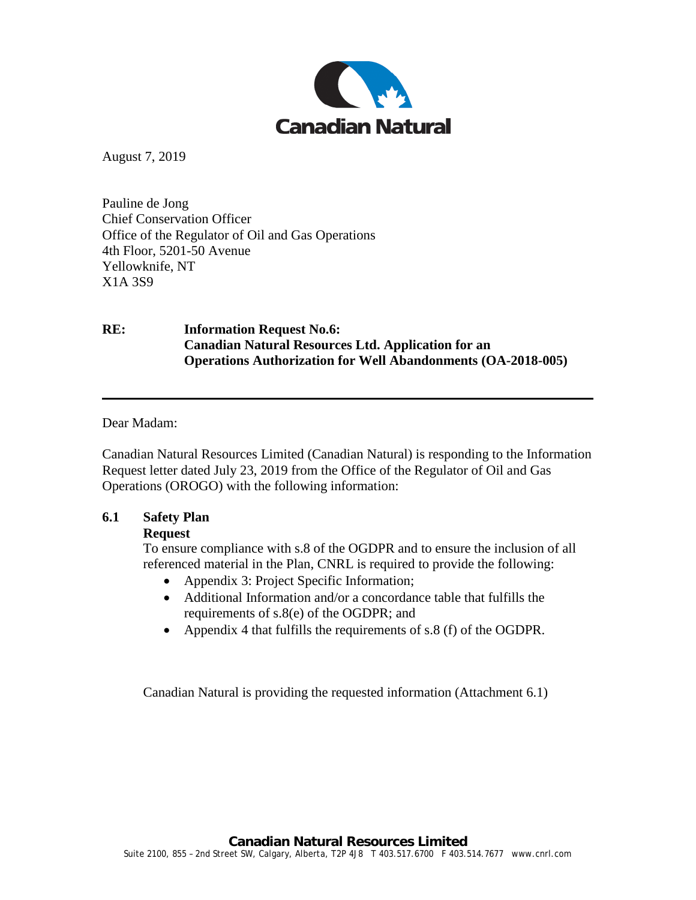Canadian Natural

August 7, 2019

Pauline de Jong  
Chief Conservation Officer  
Office of the Regulator of Oil and Gas Operations  
4th Floor, 5201-50 Avenue  
Yellowknife, NT  
X1A 3S9

**RE: Information Request No.6: Canadian Natural Resources Ltd. Application for an Operations Authorization for Well Abandonments (OA-2018-005)**

---

Dear Madam:

Canadian Natural Resources Limited (Canadian Natural) is responding to the Information Request letter dated July 23, 2019 from the Office of the Regulator of Oil and Gas Operations (OROGO) with the following information:

**6.1 Safety Plan**

**Request**

To ensure compliance with s.8 of the OGDPR and to ensure the inclusion of all referenced material in the Plan, CNRL is required to provide the following:

- Appendix 3: Project Specific Information;
- Additional Information and/or a concordance table that fulfills the requirements of s.8(e) of the OGDPR; and
- Appendix 4 that fulfills the requirements of s.8 (f) of the OGDPR.

Canadian Natural is providing the requested information (Attachment 6.1)

**Canadian Natural Resources Limited**  
Suite 2100, 855 – 2nd Street SW, Calgary, Alberta, T2P 4J8 T 403.517.6700 F 403.514.7677 www.cnrl.com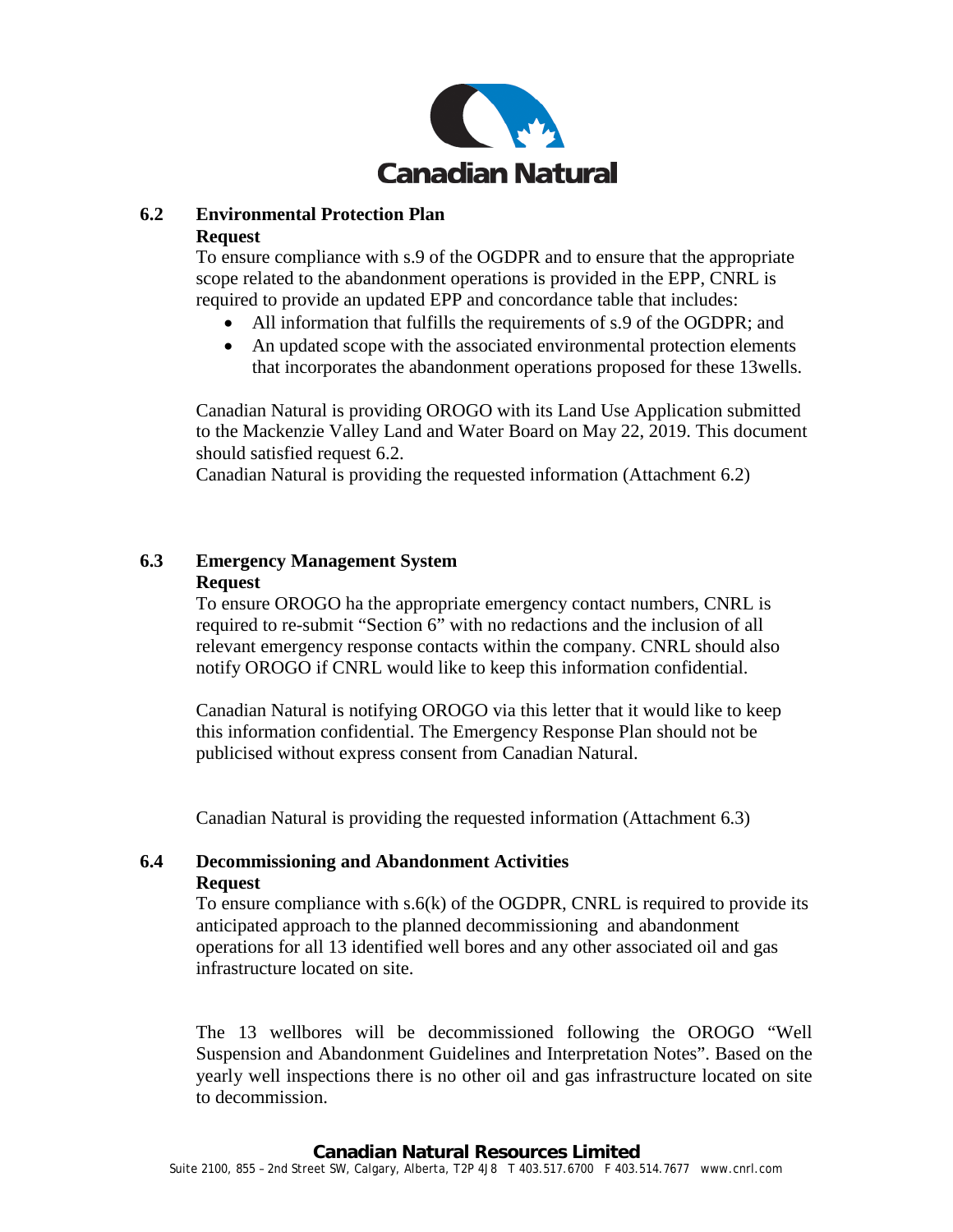### 6.2 Environmental Protection Plan

**Request**

To ensure compliance with s.9 of the OGDPR and to ensure that the appropriate scope related to the abandonment operations is provided in the EPP, CNRL is required to provide an updated EPP and concordance table that includes:

- All information that fulfills the requirements of s.9 of the OGDPR; and
- An updated scope with the associated environmental protection elements that incorporates the abandonment operations proposed for these 13wells.

Canadian Natural is providing OROGO with its Land Use Application submitted to the Mackenzie Valley Land and Water Board on May 22, 2019. This document should satisfied request 6.2.

Canadian Natural is providing the requested information (Attachment 6.2)

### 6.3 Emergency Management System

**Request**

To ensure OROGO ha the appropriate emergency contact numbers, CNRL is required to re-submit "Section 6" with no redactions and the inclusion of all relevant emergency response contacts within the company. CNRL should also notify OROGO if CNRL would like to keep this information confidential.

Canadian Natural is notifying OROGO via this letter that it would like to keep this information confidential. The Emergency Response Plan should not be publicised without express consent from Canadian Natural.

Canadian Natural is providing the requested information (Attachment 6.3)

### 6.4 Decommissioning and Abandonment Activities

**Request**

To ensure compliance with s.6(k) of the OGDPR, CNRL is required to provide its anticipated approach to the planned decommissioning and abandonment operations for all 13 identified well bores and any other associated oil and gas infrastructure located on site.

The 13 wellbores will be decommissioned following the OROGO "Well Suspension and Abandonment Guidelines and Interpretation Notes". Based on the yearly well inspections there is no other oil and gas infrastructure located on site to decommission.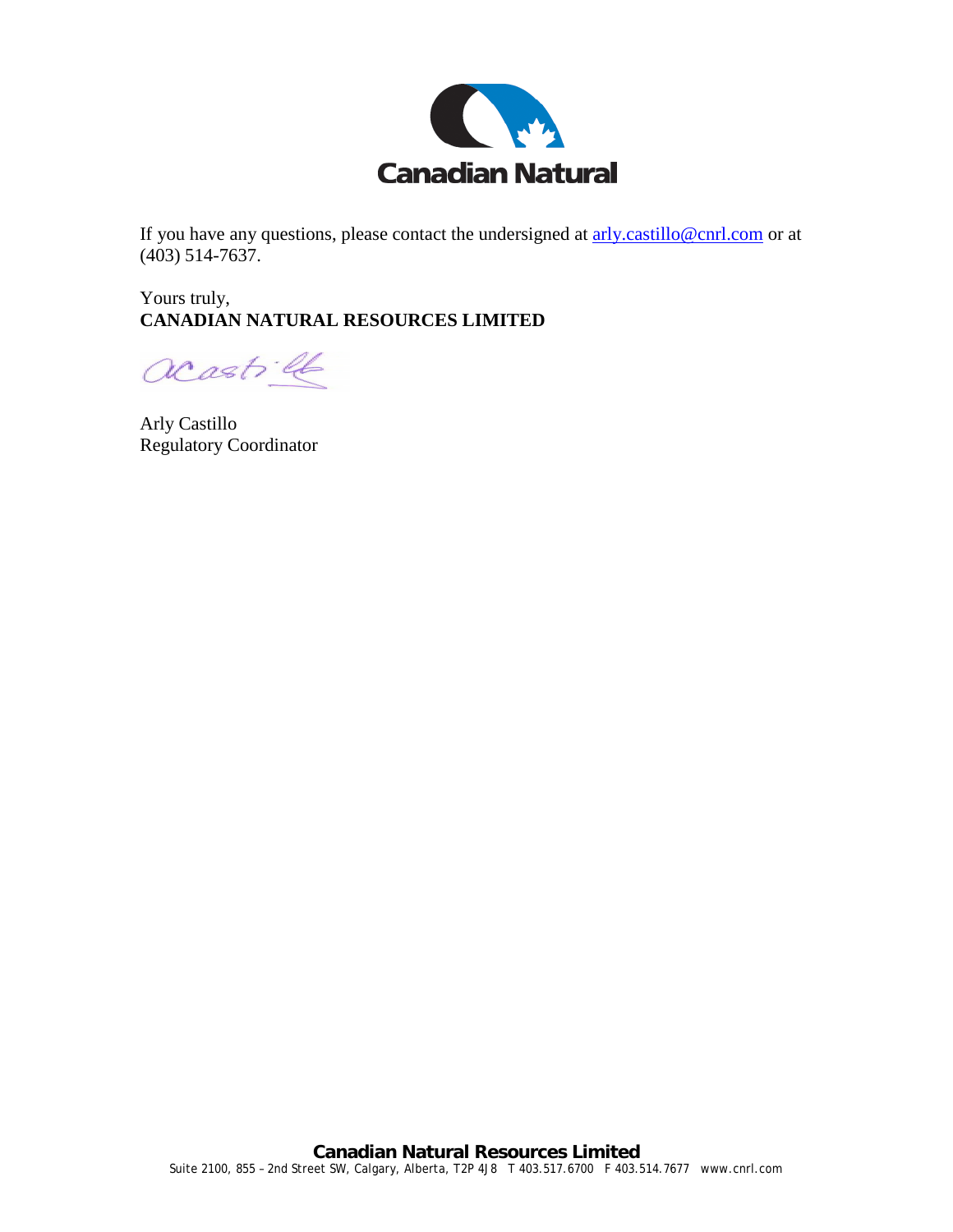If you have any questions, please contact the undersigned at arly.castillo@cnrl.com or at (403) 514-7637.

Yours truly,
**CANADIAN NATURAL RESOURCES LIMITED**

Arly Castillo
Regulatory Coordinator